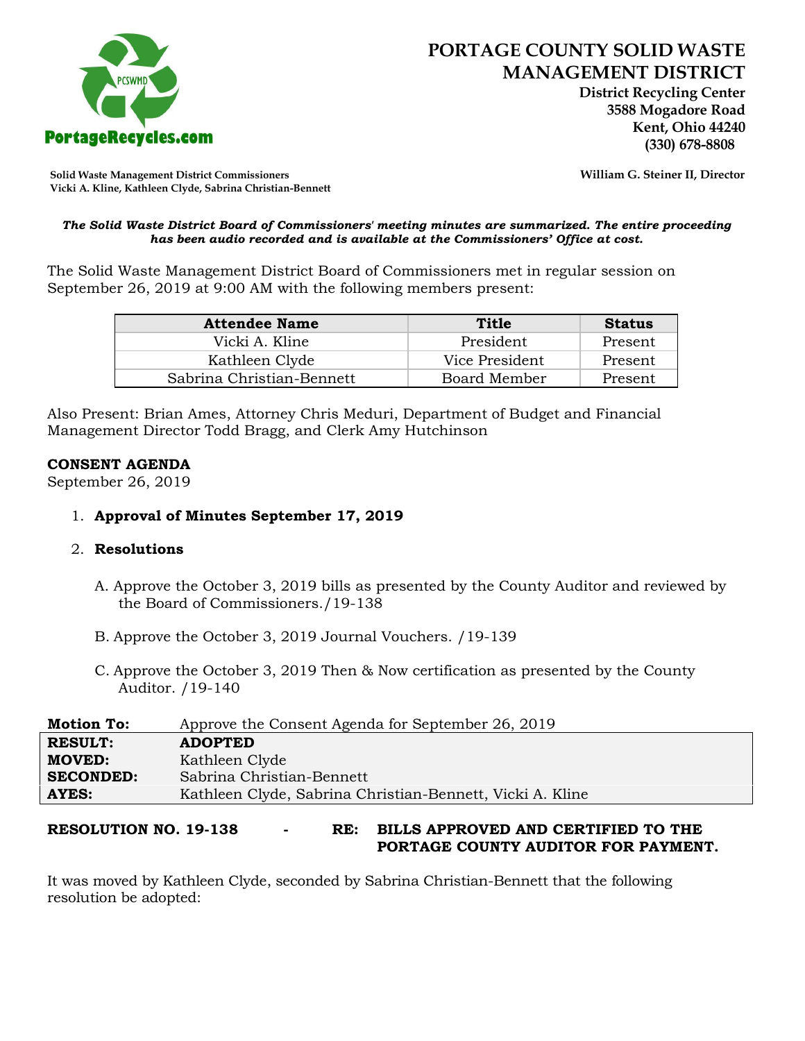# PORTAGE COUNTY SOLID WASTE MANAGEMENT DISTRICT

**District Recycling Center**
**3588 Mogadore Road**
**Kent, Ohio 44240**
**(330) 678-8808**

PortageRecycles.com

**Solid Waste Management District Commissioners**
**Vicki A. Kline, Kathleen Clyde, Sabrina Christian-Bennett**

**William G. Steiner II, Director**

***The Solid Waste District Board of Commissioners' meeting minutes are summarized. The entire proceeding has been audio recorded and is available at the Commissioners' Office at cost.***

The Solid Waste Management District Board of Commissioners met in regular session on September 26, 2019 at 9:00 AM with the following members present:

| Attendee Name | Title | Status |
| --- | --- | --- |
| Vicki A. Kline | President | Present |
| Kathleen Clyde | Vice President | Present |
| Sabrina Christian-Bennett | Board Member | Present |

Also Present: Brian Ames, Attorney Chris Meduri, Department of Budget and Financial Management Director Todd Bragg, and Clerk Amy Hutchinson

**CONSENT AGENDA**
September 26, 2019

1. **Approval of Minutes September 17, 2019**

2. **Resolutions**

   A. Approve the October 3, 2019 bills as presented by the County Auditor and reviewed by the Board of Commissioners./19-138

   B. Approve the October 3, 2019 Journal Vouchers. /19-139

   C. Approve the October 3, 2019 Then & Now certification as presented by the County Auditor. /19-140

| **Motion To:** | Approve the Consent Agenda for September 26, 2019 |
| --- | --- |
| **RESULT:** | **ADOPTED** |
| **MOVED:** | Kathleen Clyde |
| **SECONDED:** | Sabrina Christian-Bennett |
| **AYES:** | Kathleen Clyde, Sabrina Christian-Bennett, Vicki A. Kline |

**RESOLUTION NO. 19-138 - RE: BILLS APPROVED AND CERTIFIED TO THE PORTAGE COUNTY AUDITOR FOR PAYMENT.**

It was moved by Kathleen Clyde, seconded by Sabrina Christian-Bennett that the following resolution be adopted: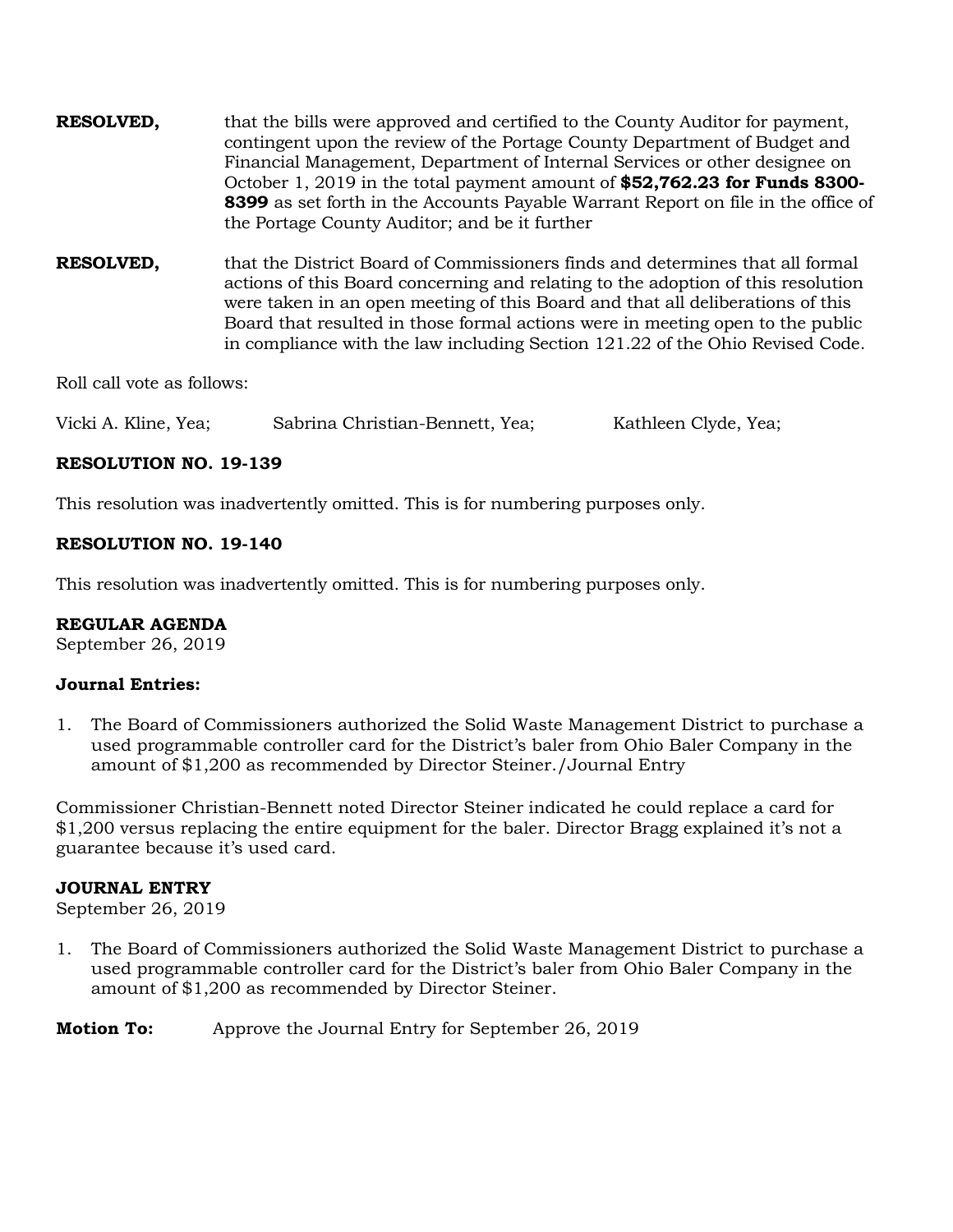**RESOLVED,** that the bills were approved and certified to the County Auditor for payment, contingent upon the review of the Portage County Department of Budget and Financial Management, Department of Internal Services or other designee on October 1, 2019 in the total payment amount of **$52,762.23 for Funds 8300-8399** as set forth in the Accounts Payable Warrant Report on file in the office of the Portage County Auditor; and be it further

**RESOLVED,** that the District Board of Commissioners finds and determines that all formal actions of this Board concerning and relating to the adoption of this resolution were taken in an open meeting of this Board and that all deliberations of this Board that resulted in those formal actions were in meeting open to the public in compliance with the law including Section 121.22 of the Ohio Revised Code.

Roll call vote as follows:

Vicki A. Kline, Yea; Sabrina Christian-Bennett, Yea; Kathleen Clyde, Yea;

**RESOLUTION NO. 19-139**

This resolution was inadvertently omitted. This is for numbering purposes only.

**RESOLUTION NO. 19-140**

This resolution was inadvertently omitted. This is for numbering purposes only.

**REGULAR AGENDA**
September 26, 2019

**Journal Entries:**

1. The Board of Commissioners authorized the Solid Waste Management District to purchase a used programmable controller card for the District's baler from Ohio Baler Company in the amount of $1,200 as recommended by Director Steiner./Journal Entry

Commissioner Christian-Bennett noted Director Steiner indicated he could replace a card for $1,200 versus replacing the entire equipment for the baler. Director Bragg explained it's not a guarantee because it's used card.

**JOURNAL ENTRY**
September 26, 2019

1. The Board of Commissioners authorized the Solid Waste Management District to purchase a used programmable controller card for the District's baler from Ohio Baler Company in the amount of $1,200 as recommended by Director Steiner.

**Motion To:** Approve the Journal Entry for September 26, 2019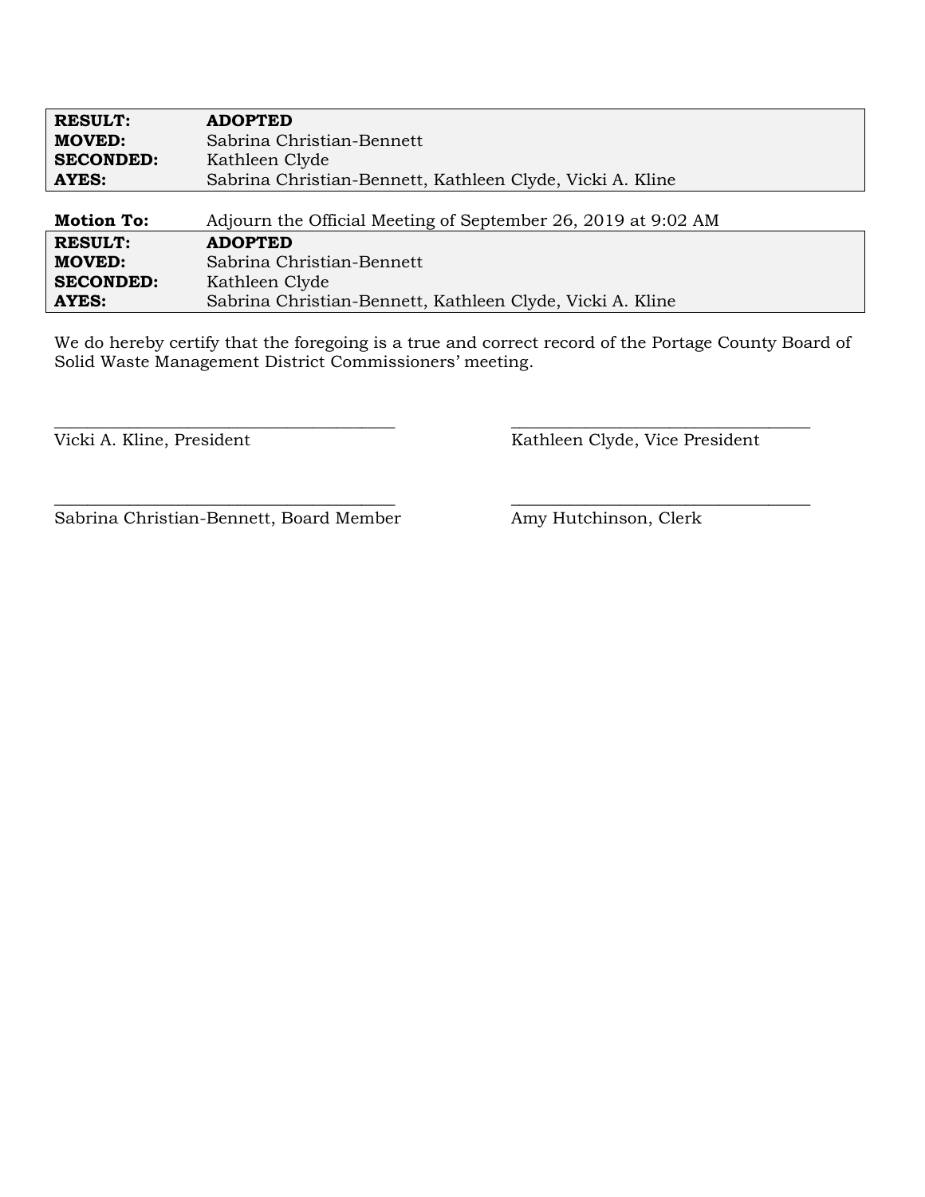| | |
|---|---|
| **RESULT:** | **ADOPTED** |
| **MOVED:** | Sabrina Christian-Bennett |
| **SECONDED:** | Kathleen Clyde |
| **AYES:** | Sabrina Christian-Bennett, Kathleen Clyde, Vicki A. Kline |

**Motion To:** Adjourn the Official Meeting of September 26, 2019 at 9:02 AM

| | |
|---|---|
| **RESULT:** | **ADOPTED** |
| **MOVED:** | Sabrina Christian-Bennett |
| **SECONDED:** | Kathleen Clyde |
| **AYES:** | Sabrina Christian-Bennett, Kathleen Clyde, Vicki A. Kline |

We do hereby certify that the foregoing is a true and correct record of the Portage County Board of Solid Waste Management District Commissioners' meeting.

_______________________________________
Vicki A. Kline, President

_______________________________________
Kathleen Clyde, Vice President

_______________________________________
Sabrina Christian-Bennett, Board Member

_______________________________________
Amy Hutchinson, Clerk